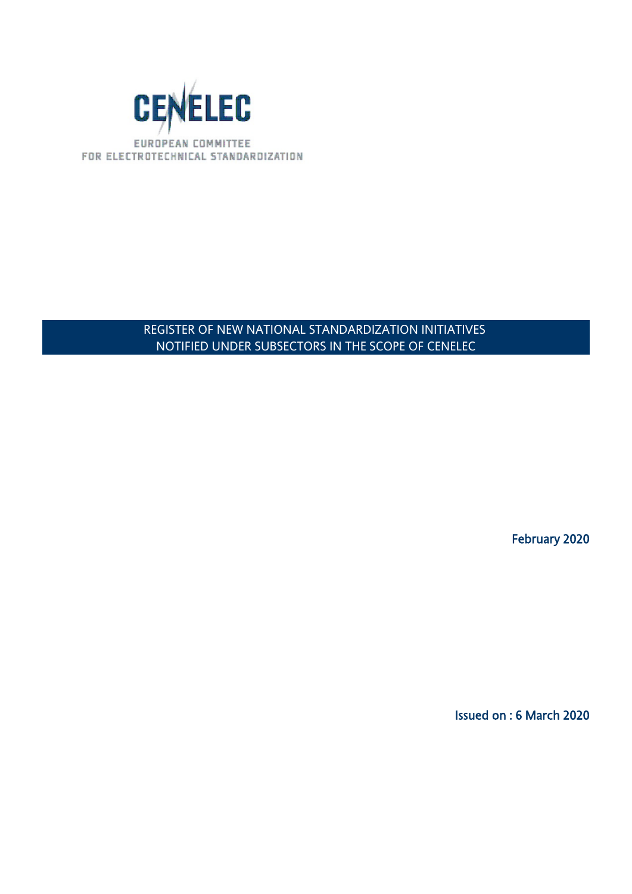CENELEC

EUROPEAN COMMITTEE
FOR ELECTROTECHNICAL STANDARDIZATION

# REGISTER OF NEW NATIONAL STANDARDIZATION INITIATIVES NOTIFIED UNDER SUBSECTORS IN THE SCOPE OF CENELEC

February 2020

Issued on : 6 March 2020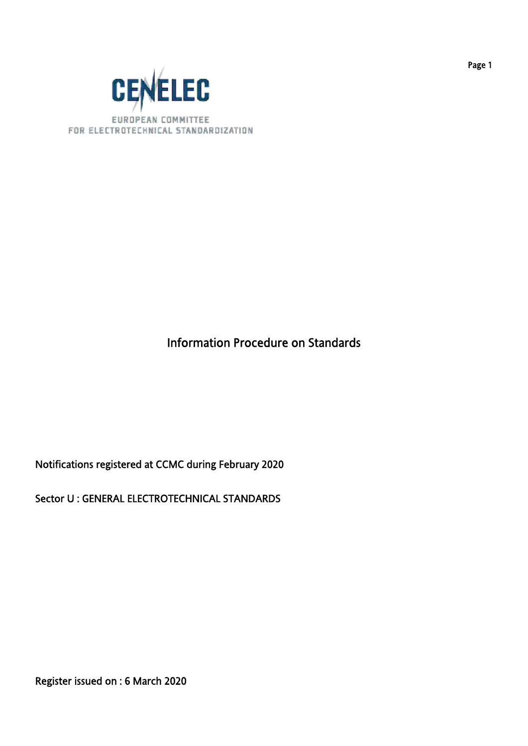CENELEC

EUROPEAN COMMITTEE
FOR ELECTROTECHNICAL STANDARDIZATION

# Information Procedure on Standards

Notifications registered at CCMC during February 2020

Sector U : GENERAL ELECTROTECHNICAL STANDARDS

Register issued on : 6 March 2020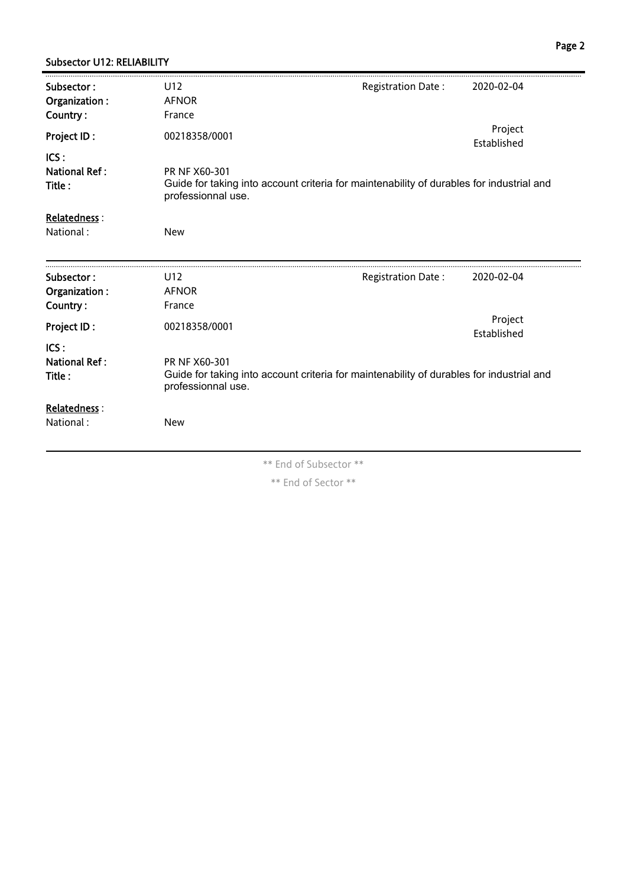## Subsector U12: RELIABILITY

**Subsector :** U12  
**Organization :** AFNOR  
**Country :** France  
**Project ID :** 00218358/0001  
**ICS :**  
**National Ref :** PR NF X60-301  
**Title :** Guide for taking into account criteria for maintenability of durables for industrial and professionnal use.

Registration Date : 2020-02-04  
Project Established

Relatedness :  
National : New

---

**Subsector :** U12  
**Organization :** AFNOR  
**Country :** France  
**Project ID :** 00218358/0001  
**ICS :**  
**National Ref :** PR NF X60-301  
**Title :** Guide for taking into account criteria for maintenability of durables for industrial and professionnal use.

Registration Date : 2020-02-04  
Project Established

Relatedness :  
National : New

---

** End of Subsector **

** End of Sector **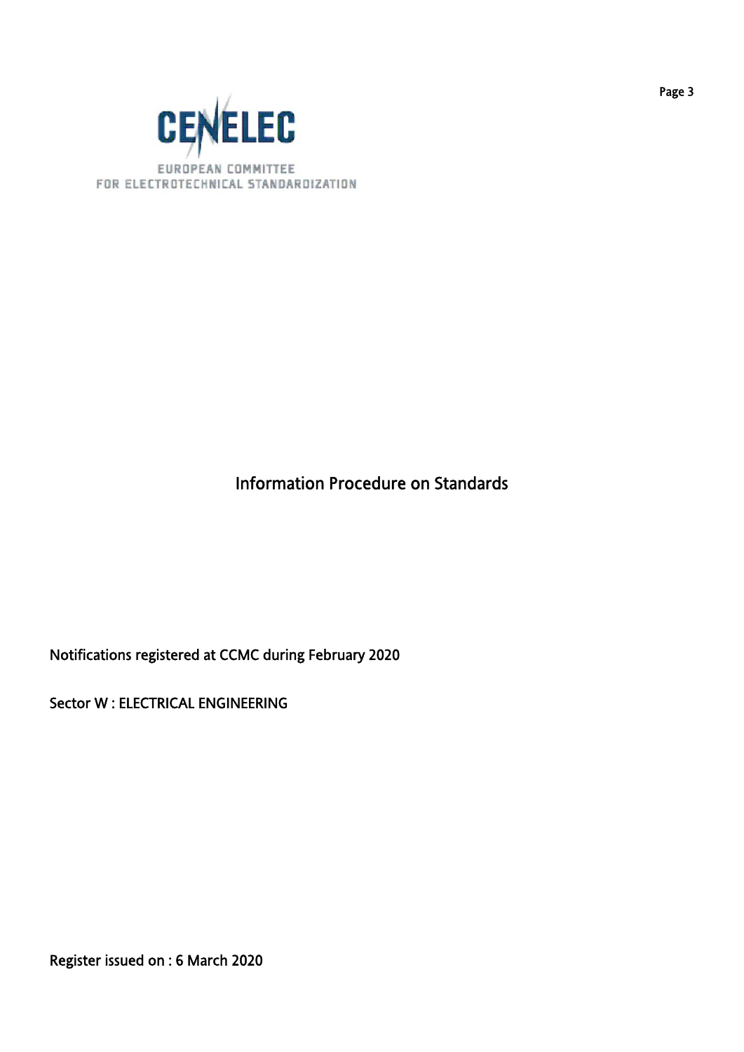CENELEC

EUROPEAN COMMITTEE FOR ELECTROTECHNICAL STANDARDIZATION

# Information Procedure on Standards

Notifications registered at CCMC during February 2020

Sector W : ELECTRICAL ENGINEERING

Register issued on : 6 March 2020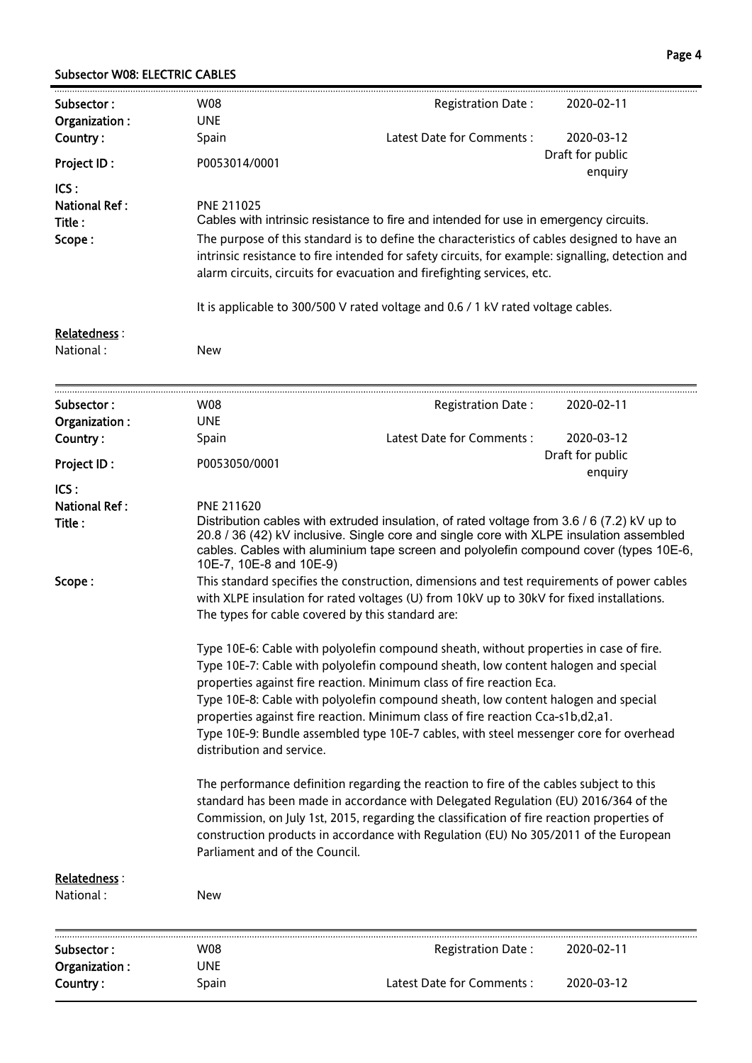## Subsector W08: ELECTRIC CABLES

| | | | |
|---|---|---|---|
| **Subsector :** | W08 | Registration Date : | 2020-02-11 |
| **Organization :** | UNE | | |
| **Country :** | Spain | Latest Date for Comments : | 2020-03-12 |
| **Project ID :** | P0053014/0001 | | Draft for public enquiry |
| **ICS :** | | | |
| **National Ref :** | PNE 211025 | | |

**Title :** Cables with intrinsic resistance to fire and intended for use in emergency circuits.

**Scope :** The purpose of this standard is to define the characteristics of cables designed to have an intrinsic resistance to fire intended for safety circuits, for example: signalling, detection and alarm circuits, circuits for evacuation and firefighting services, etc.

It is applicable to 300/500 V rated voltage and 0.6 / 1 kV rated voltage cables.

**Relatedness :**
National : New

---

| | | | |
|---|---|---|---|
| **Subsector :** | W08 | Registration Date : | 2020-02-11 |
| **Organization :** | UNE | | |
| **Country :** | Spain | Latest Date for Comments : | 2020-03-12 |
| **Project ID :** | P0053050/0001 | | Draft for public enquiry |
| **ICS :** | | | |
| **National Ref :** | PNE 211620 | | |

**Title :** Distribution cables with extruded insulation, of rated voltage from 3.6 / 6 (7.2) kV up to 20.8 / 36 (42) kV inclusive. Single core and single core with XLPE insulation assembled cables. Cables with aluminium tape screen and polyolefin compound cover (types 10E-6, 10E-7, 10E-8 and 10E-9)

**Scope :** This standard specifies the construction, dimensions and test requirements of power cables with XLPE insulation for rated voltages (U) from 10kV up to 30kV for fixed installations. The types for cable covered by this standard are:

Type 10E-6: Cable with polyolefin compound sheath, without properties in case of fire.
Type 10E-7: Cable with polyolefin compound sheath, low content halogen and special properties against fire reaction. Minimum class of fire reaction Eca.
Type 10E-8: Cable with polyolefin compound sheath, low content halogen and special properties against fire reaction. Minimum class of fire reaction Cca-s1b,d2,a1.
Type 10E-9: Bundle assembled type 10E-7 cables, with steel messenger core for overhead distribution and service.

The performance definition regarding the reaction to fire of the cables subject to this standard has been made in accordance with Delegated Regulation (EU) 2016/364 of the Commission, on July 1st, 2015, regarding the classification of fire reaction properties of construction products in accordance with Regulation (EU) No 305/2011 of the European Parliament and of the Council.

**Relatedness :**
National : New

---

| | | | |
|---|---|---|---|
| **Subsector :** | W08 | Registration Date : | 2020-02-11 |
| **Organization :** | UNE | | |
| **Country :** | Spain | Latest Date for Comments : | 2020-03-12 |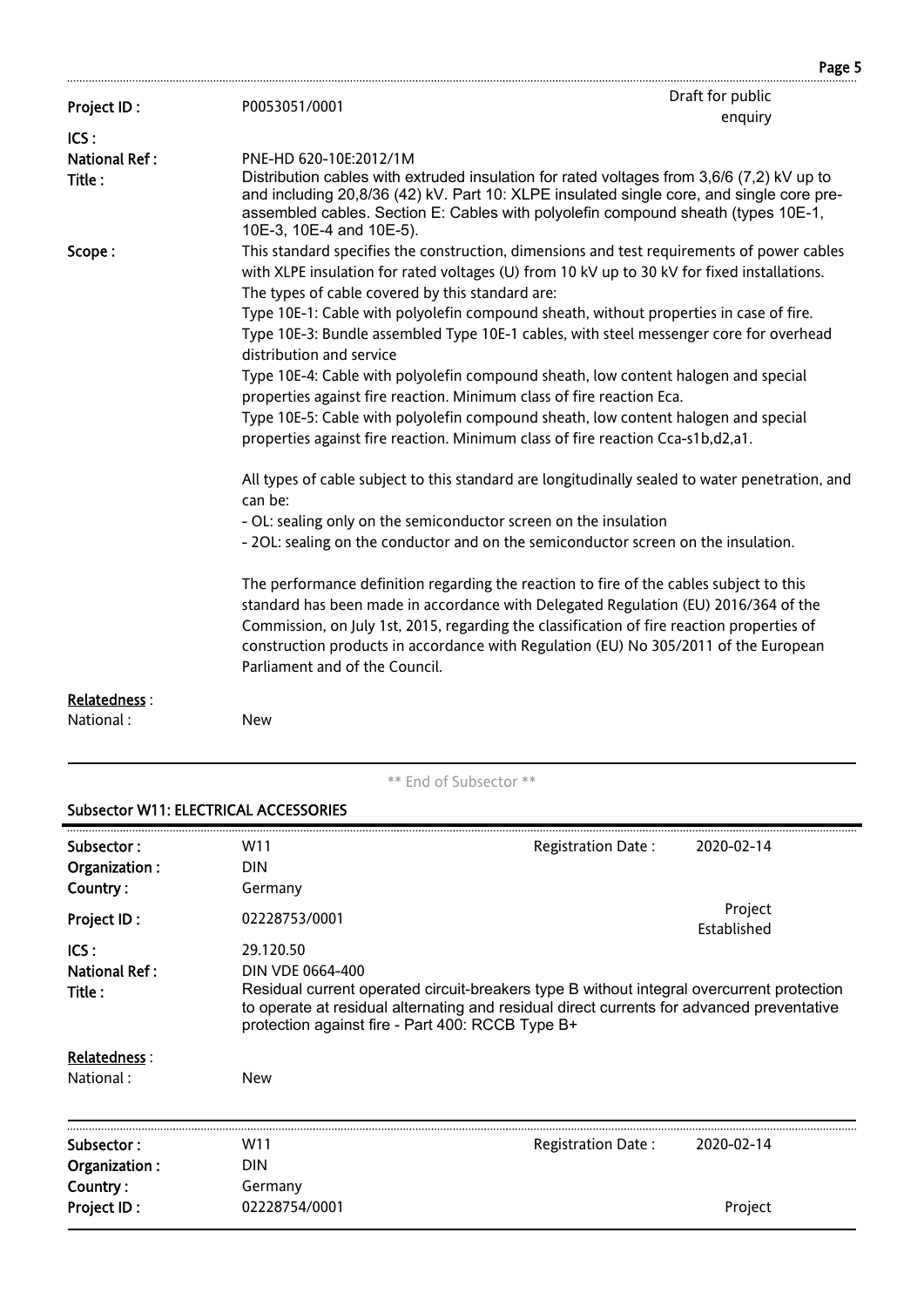**Project ID :** P0053051/0001 — Draft for public enquiry

**ICS :**

**National Ref :** PNE-HD 620-10E:2012/1M

**Title :** Distribution cables with extruded insulation for rated voltages from 3,6/6 (7,2) kV up to and including 20,8/36 (42) kV. Part 10: XLPE insulated single core, and single core pre-assembled cables. Section E: Cables with polyolefin compound sheath (types 10E-1, 10E-3, 10E-4 and 10E-5).

**Scope :** This standard specifies the construction, dimensions and test requirements of power cables with XLPE insulation for rated voltages (U) from 10 kV up to 30 kV for fixed installations.
The types of cable covered by this standard are:
Type 10E-1: Cable with polyolefin compound sheath, without properties in case of fire.
Type 10E-3: Bundle assembled Type 10E-1 cables, with steel messenger core for overhead distribution and service
Type 10E-4: Cable with polyolefin compound sheath, low content halogen and special properties against fire reaction. Minimum class of fire reaction Eca.
Type 10E-5: Cable with polyolefin compound sheath, low content halogen and special properties against fire reaction. Minimum class of fire reaction Cca-s1b,d2,a1.

All types of cable subject to this standard are longitudinally sealed to water penetration, and can be:
- OL: sealing only on the semiconductor screen on the insulation
- 2OL: sealing on the conductor and on the semiconductor screen on the insulation.

The performance definition regarding the reaction to fire of the cables subject to this standard has been made in accordance with Delegated Regulation (EU) 2016/364 of the Commission, on July 1st, 2015, regarding the classification of fire reaction properties of construction products in accordance with Regulation (EU) No 305/2011 of the European Parliament and of the Council.

**Relatedness :**
National : New

** End of Subsector **

## Subsector W11: ELECTRICAL ACCESSORIES

**Subsector :** W11 — **Registration Date :** 2020-02-14
**Organization :** DIN
**Country :** Germany
**Project ID :** 02228753/0001 — Project Established
**ICS :** 29.120.50
**National Ref :** DIN VDE 0664-400
**Title :** Residual current operated circuit-breakers type B without integral overcurrent protection to operate at residual alternating and residual direct currents for advanced preventative protection against fire - Part 400: RCCB Type B+

**Relatedness :**
National : New

**Subsector :** W11 — **Registration Date :** 2020-02-14
**Organization :** DIN
**Country :** Germany
**Project ID :** 02228754/0001 — Project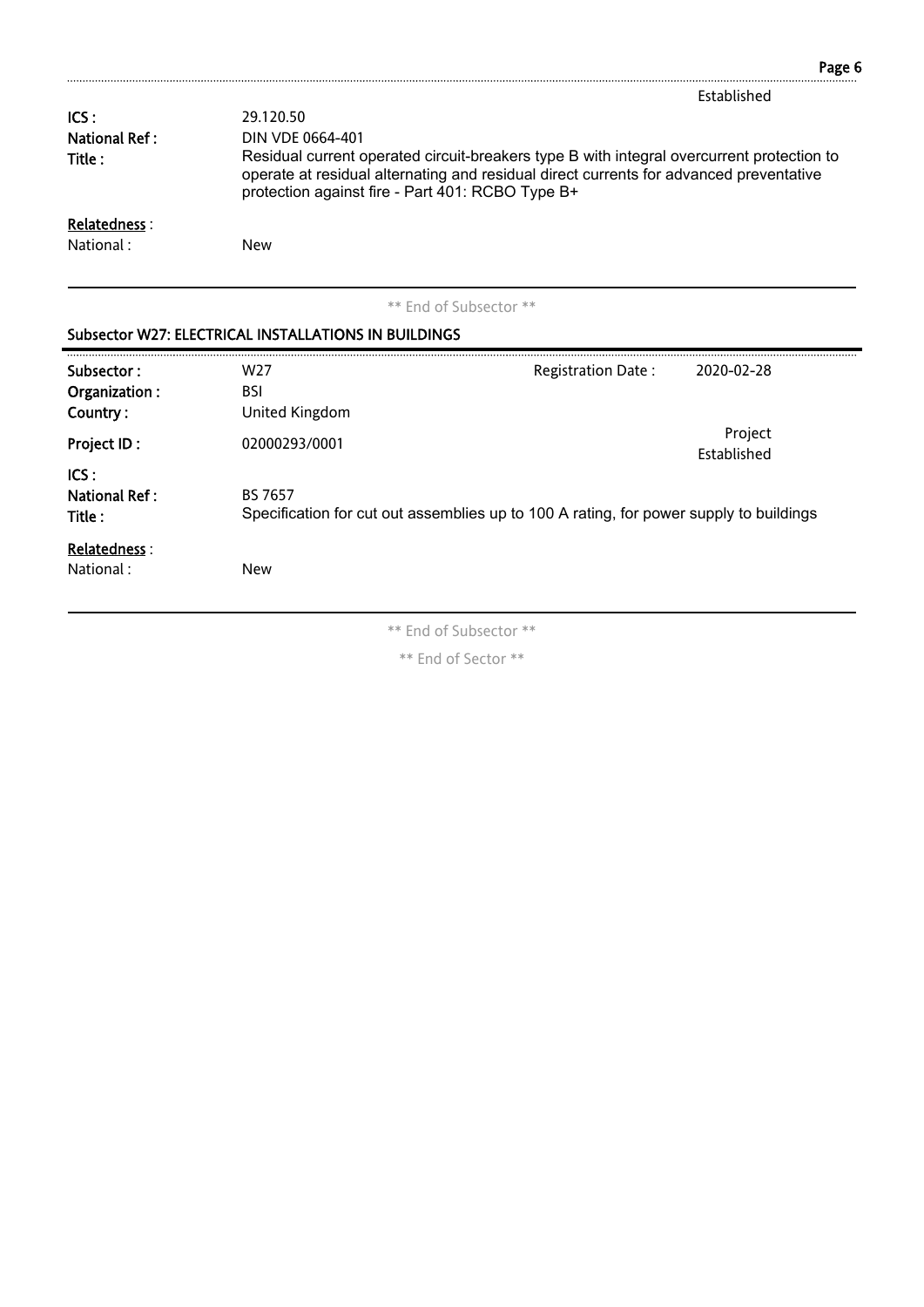Established

**ICS :** 29.120.50

**National Ref :** DIN VDE 0664-401

**Title :** Residual current operated circuit-breakers type B with integral overcurrent protection to operate at residual alternating and residual direct currents for advanced preventative protection against fire - Part 401: RCBO Type B+

**Relatedness :**

National : New

** End of Subsector **

## Subsector W27: ELECTRICAL INSTALLATIONS IN BUILDINGS

| | | | |
|---|---|---|---|
| **Subsector :** | W27 | Registration Date : | 2020-02-28 |
| **Organization :** | BSI | | |
| **Country :** | United Kingdom | | |
| **Project ID :** | 02000293/0001 | | Project Established |
| **ICS :** | | | |
| **National Ref :** | BS 7657 | | |
| **Title :** | Specification for cut out assemblies up to 100 A rating, for power supply to buildings | | |

**Relatedness :**

National : New

** End of Subsector **

** End of Sector **